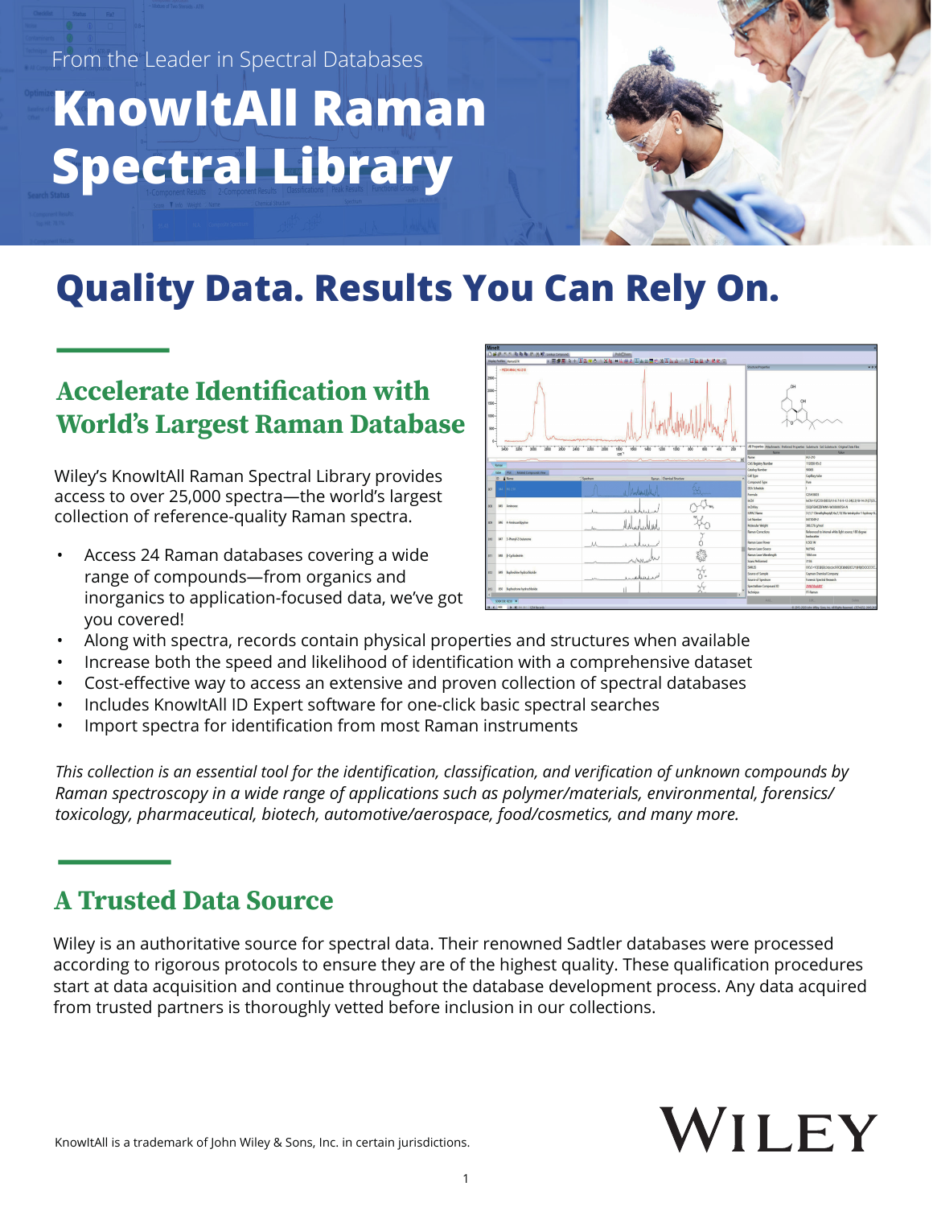From the Leader in Spectral Databases

# KnowItAll Raman Spectral Library

## Quality Data. Results You Can Rely On.

### Accelerate Identification with World's Largest Raman Database

Wiley's KnowItAll Raman Spectral Library provides access to over 25,000 spectra—the world's largest collection of reference-quality Raman spectra.

- Access 24 Raman databases covering a wide range of compounds—from organics and inorganics to application-focused data, we've got you covered!
- Along with spectra, records contain physical properties and structures when available
- Increase both the speed and likelihood of identification with a comprehensive dataset
- Cost-effective way to access an extensive and proven collection of spectral databases
- Includes KnowItAll ID Expert software for one-click basic spectral searches
- Import spectra for identification from most Raman instruments

*This collection is an essential tool for the identification, classification, and verification of unknown compounds by Raman spectroscopy in a wide range of applications such as polymer/materials, environmental, forensics/toxicology, pharmaceutical, biotech, automotive/aerospace, food/cosmetics, and many more.*

### A Trusted Data Source

Wiley is an authoritative source for spectral data. Their renowned Sadtler databases were processed according to rigorous protocols to ensure they are of the highest quality. These qualification procedures start at data acquisition and continue throughout the database development process. Any data acquired from trusted partners is thoroughly vetted before inclusion in our collections.

KnowItAll is a trademark of John Wiley & Sons, Inc. in certain jurisdictions.

WILEY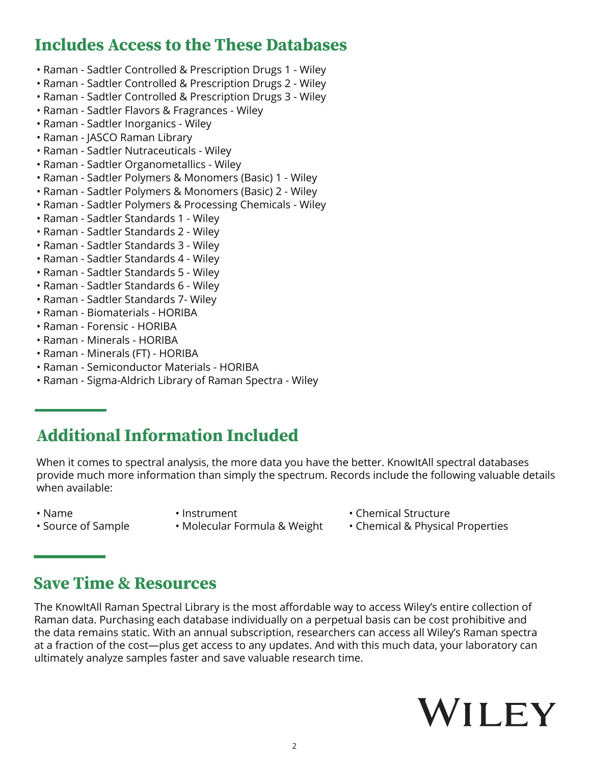## Includes Access to the These Databases

- Raman - Sadtler Controlled & Prescription Drugs 1 - Wiley
- Raman - Sadtler Controlled & Prescription Drugs 2 - Wiley
- Raman - Sadtler Controlled & Prescription Drugs 3 - Wiley
- Raman - Sadtler Flavors & Fragrances - Wiley
- Raman - Sadtler Inorganics - Wiley
- Raman - JASCO Raman Library
- Raman - Sadtler Nutraceuticals - Wiley
- Raman - Sadtler Organometallics - Wiley
- Raman - Sadtler Polymers & Monomers (Basic) 1 - Wiley
- Raman - Sadtler Polymers & Monomers (Basic) 2 - Wiley
- Raman - Sadtler Polymers & Processing Chemicals - Wiley
- Raman - Sadtler Standards 1 - Wiley
- Raman - Sadtler Standards 2 - Wiley
- Raman - Sadtler Standards 3 - Wiley
- Raman - Sadtler Standards 4 - Wiley
- Raman - Sadtler Standards 5 - Wiley
- Raman - Sadtler Standards 6 - Wiley
- Raman - Sadtler Standards 7- Wiley
- Raman - Biomaterials - HORIBA
- Raman - Forensic - HORIBA
- Raman - Minerals - HORIBA
- Raman - Minerals (FT) - HORIBA
- Raman - Semiconductor Materials - HORIBA
- Raman - Sigma-Aldrich Library of Raman Spectra - Wiley

## Additional Information Included

When it comes to spectral analysis, the more data you have the better. KnowItAll spectral databases provide much more information than simply the spectrum. Records include the following valuable details when available:

- Name
- Source of Sample
- Instrument
- Molecular Formula & Weight
- Chemical Structure
- Chemical & Physical Properties

## Save Time & Resources

The KnowItAll Raman Spectral Library is the most affordable way to access Wiley's entire collection of Raman data. Purchasing each database individually on a perpetual basis can be cost prohibitive and the data remains static. With an annual subscription, researchers can access all Wiley's Raman spectra at a fraction of the cost—plus get access to any updates. And with this much data, your laboratory can ultimately analyze samples faster and save valuable research time.

WILEY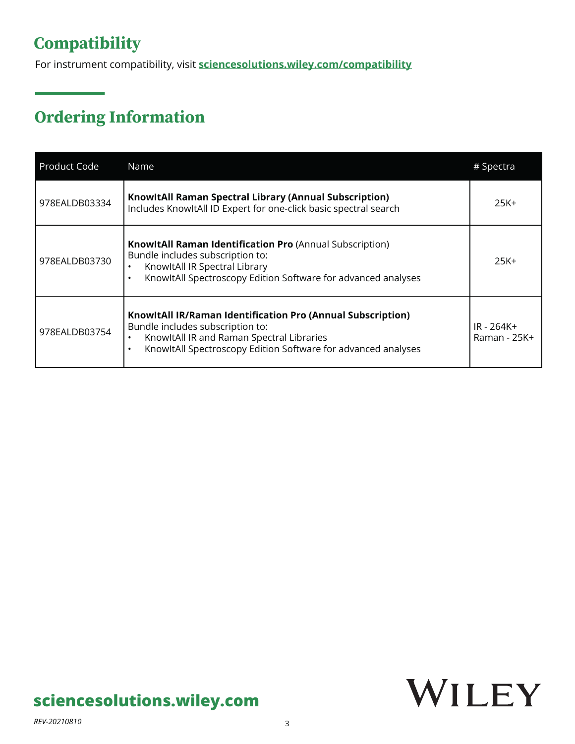## Compatibility

For instrument compatibility, visit **sciencesolutions.wiley.com/compatibility**

## Ordering Information

| Product Code | Name | # Spectra |
|---|---|---|
| 978EALDB03334 | **KnowItAll Raman Spectral Library (Annual Subscription)**<br>Includes KnowItAll ID Expert for one-click basic spectral search | 25K+ |
| 978EALDB03730 | **KnowItAll Raman Identification Pro** (Annual Subscription)<br>Bundle includes subscription to:<br>• KnowItAll IR Spectral Library<br>• KnowItAll Spectroscopy Edition Software for advanced analyses | 25K+ |
| 978EALDB03754 | **KnowItAll IR/Raman Identification Pro (Annual Subscription)**<br>Bundle includes subscription to:<br>• KnowItAll IR and Raman Spectral Libraries<br>• KnowItAll Spectroscopy Edition Software for advanced analyses | IR - 264K+<br>Raman - 25K+ |

**sciencesolutions.wiley.com**

WILEY

*REV-20210810*